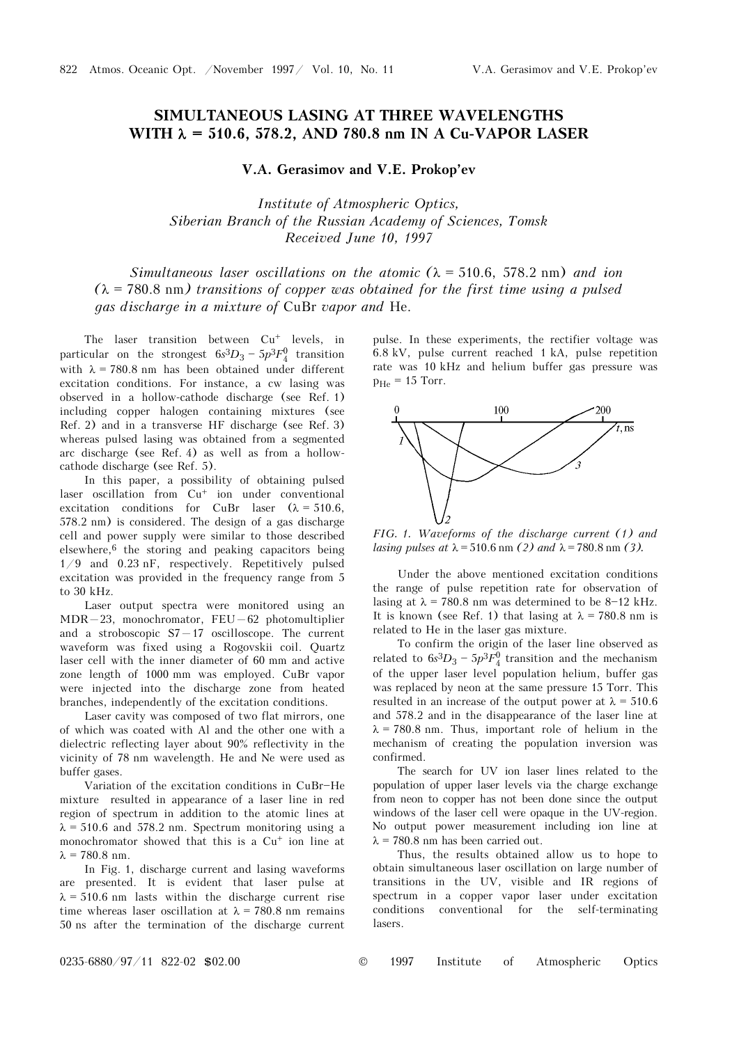# SIMULTANEOUS LASING AT THREE WAVELENGTHS WITH λ = 510.6, 578.2, AND 780.8 nm IN A Cu-VAPOR LASER

**V.A. Gerasimov and V.E. Prokop'ev**

*Institute of Atmospheric Optics,*
*Siberian Branch of the Russian Academy of Sciences, Tomsk*
*Received June 10, 1997*

*Simultaneous laser oscillations on the atomic (λ = 510.6, 578.2 nm) and ion (λ = 780.8 nm) transitions of copper was obtained for the first time using a pulsed gas discharge in a mixture of CuBr vapor and He.*

The laser transition between $Cu^+$ levels, in particular on the strongest $6s^3D_3 - 5p^3F_4^0$ transition with λ = 780.8 nm has been obtained under different excitation conditions. For instance, a cw lasing was observed in a hollow-cathode discharge (see Ref. 1) including copper halogen containing mixtures (see Ref. 2) and in a transverse HF discharge (see Ref. 3) whereas pulsed lasing was obtained from a segmented arc discharge (see Ref. 4) as well as from a hollow-cathode discharge (see Ref. 5).

In this paper, a possibility of obtaining pulsed laser oscillation from $Cu^+$ ion under conventional excitation conditions for CuBr laser (λ = 510.6, 578.2 nm) is considered. The design of a gas discharge cell and power supply were similar to those described elsewhere,[6] the storing and peaking capacitors being 1/9 and 0.23 nF, respectively. Repetitively pulsed excitation was provided in the frequency range from 5 to 30 kHz.

Laser output spectra were monitored using an MDR–23, monochromator, FEU–62 photomultiplier and a stroboscopic S7–17 oscilloscope. The current waveform was fixed using a Rogovskii coil. Quartz laser cell with the inner diameter of 60 mm and active zone length of 1000 mm was employed. CuBr vapor were injected into the discharge zone from heated branches, independently of the excitation conditions.

Laser cavity was composed of two flat mirrors, one of which was coated with Al and the other one with a dielectric reflecting layer about 90% reflectivity in the vicinity of 78 nm wavelength. He and Ne were used as buffer gases.

Variation of the excitation conditions in CuBr–He mixture resulted in appearance of a laser line in red region of spectrum in addition to the atomic lines at λ = 510.6 and 578.2 nm. Spectrum monitoring using a monochromator showed that this is a $Cu^+$ ion line at λ = 780.8 nm.

In Fig. 1, discharge current and lasing waveforms are presented. It is evident that laser pulse at λ = 510.6 nm lasts within the discharge current rise time whereas laser oscillation at λ = 780.8 nm remains 50 ns after the termination of the discharge current pulse. In these experiments, the rectifier voltage was 6.8 kV, pulse current reached 1 kA, pulse repetition rate was 10 kHz and helium buffer gas pressure was $p_{He}$ = 15 Torr.

*FIG. 1. Waveforms of the discharge current (1) and lasing pulses at λ = 510.6 nm (2) and λ = 780.8 nm (3).*

Under the above mentioned excitation conditions the range of pulse repetition rate for observation of lasing at λ = 780.8 nm was determined to be 8–12 kHz. It is known (see Ref. 1) that lasing at λ = 780.8 nm is related to He in the laser gas mixture.

To confirm the origin of the laser line observed as related to $6s^3D_3 - 5p^3F_4^0$ transition and the mechanism of the upper laser level population helium, buffer gas was replaced by neon at the same pressure 15 Torr. This resulted in an increase of the output power at λ = 510.6 and 578.2 and in the disappearance of the laser line at λ = 780.8 nm. Thus, important role of helium in the mechanism of creating the population inversion was confirmed.

The search for UV ion laser lines related to the population of upper laser levels via the charge exchange from neon to copper has not been done since the output windows of the laser cell were opaque in the UV-region. No output power measurement including ion line at λ = 780.8 nm has been carried out.

Thus, the results obtained allow us to hope to obtain simultaneous laser oscillation on large number of transitions in the UV, visible and IR regions of spectrum in a copper vapor laser under excitation conditions conventional for the self-terminating lasers.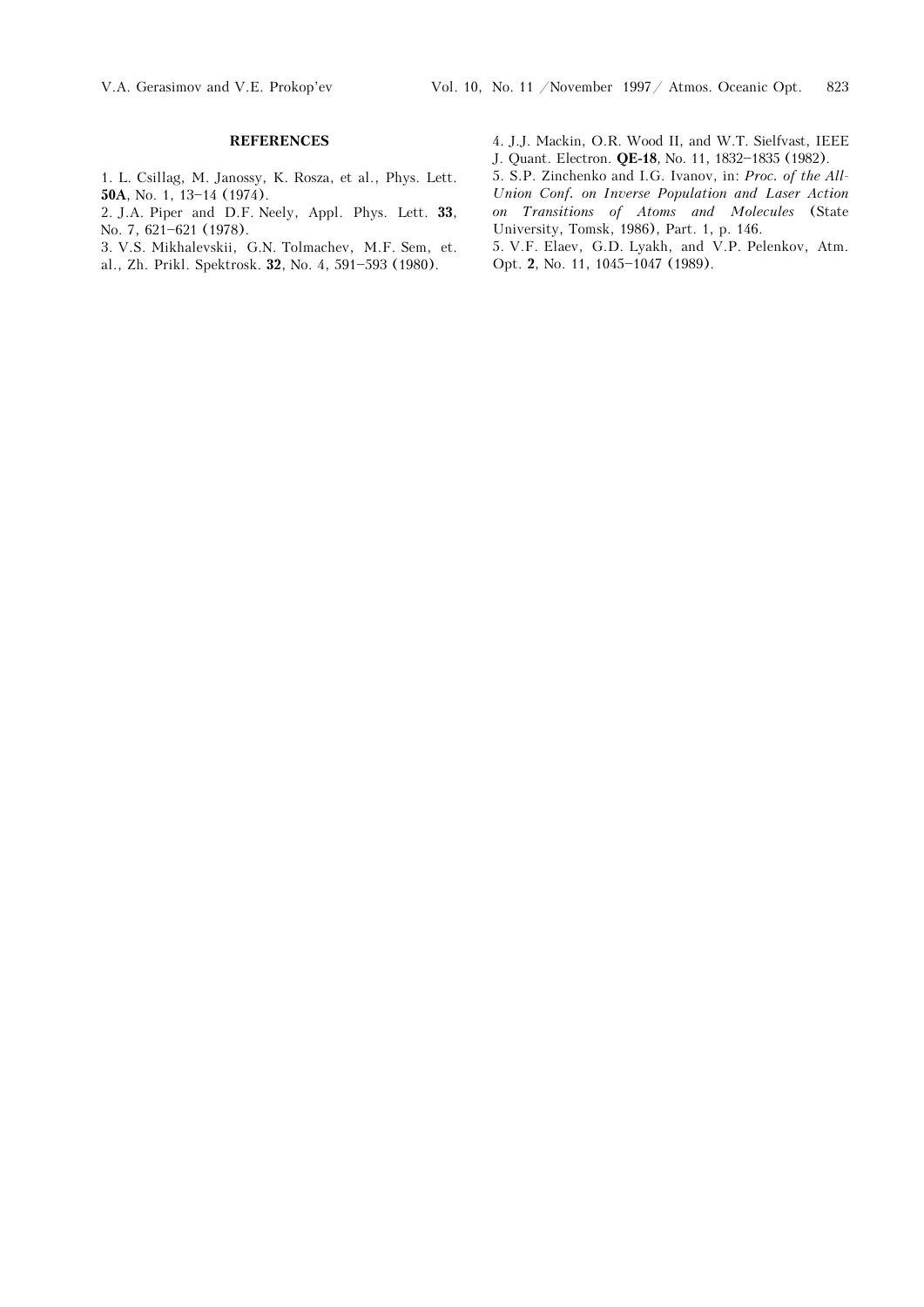## REFERENCES

1. L. Csillag, M. Janossy, K. Rosza, et al., Phys. Lett. **50A**, No. 1, 13–14 (1974).
2. J.A. Piper and D.F. Neely, Appl. Phys. Lett. **33**, No. 7, 621–621 (1978).
3. V.S. Mikhalevskii, G.N. Tolmachev, M.F. Sem, et. al., Zh. Prikl. Spektrosk. **32**, No. 4, 591–593 (1980).
4. J.J. Mackin, O.R. Wood II, and W.T. Sielfvast, IEEE J. Quant. Electron. **QE-18**, No. 11, 1832–1835 (1982).
5. S.P. Zinchenko and I.G. Ivanov, in: *Proc. of the All-Union Conf. on Inverse Population and Laser Action on Transitions of Atoms and Molecules* (State University, Tomsk, 1986), Part. 1, p. 146.
5. V.F. Elaev, G.D. Lyakh, and V.P. Pelenkov, Atm. Opt. **2**, No. 11, 1045–1047 (1989).